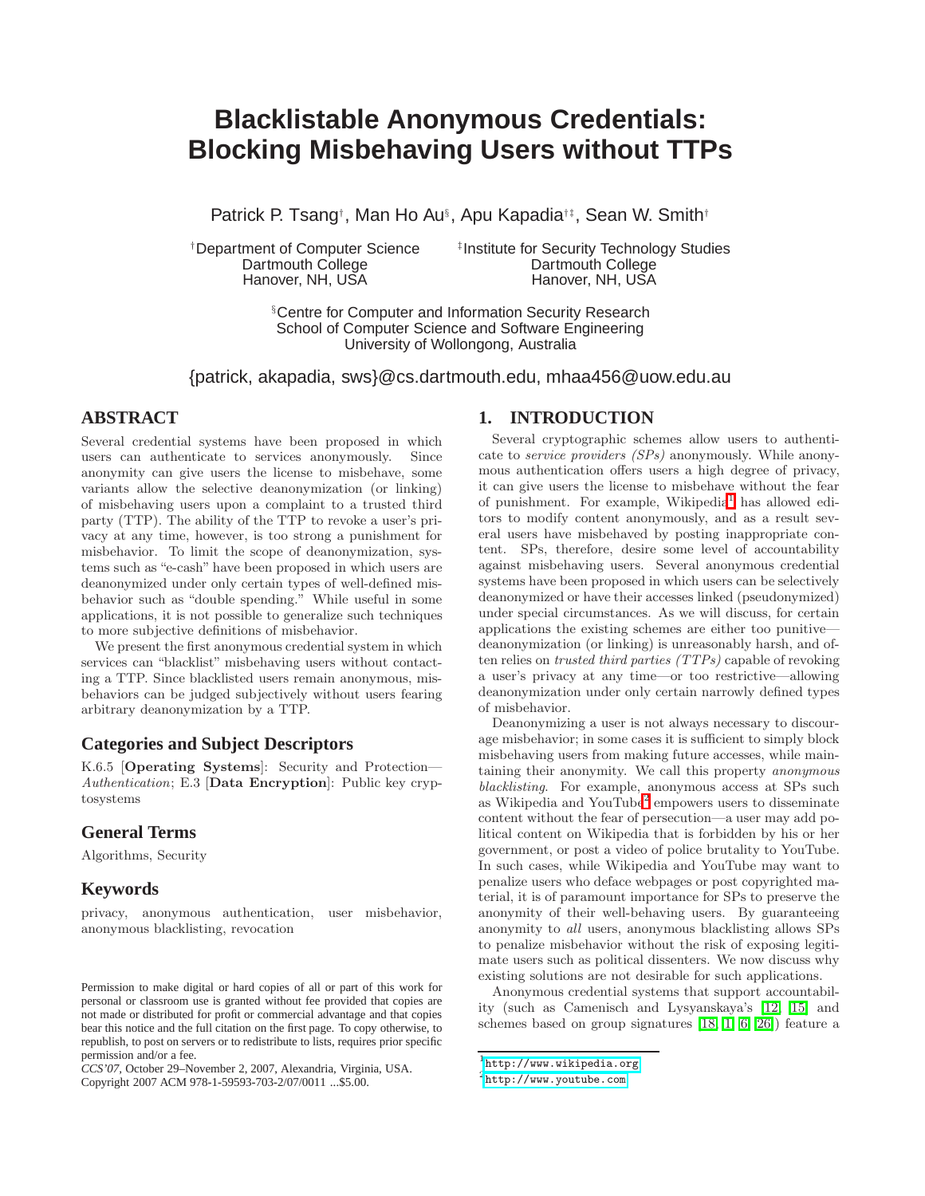# Blacklistable Anonymous Credentials: Blocking Misbehaving Users without TTPs

Patrick P. Tsang[†], Man Ho Au[§], Apu Kapadia[†‡], Sean W. Smith[†]

[†]Department of Computer Science
Dartmouth College
Hanover, NH, USA

[‡]Institute for Security Technology Studies
Dartmouth College
Hanover, NH, USA

[§]Centre for Computer and Information Security Research
School of Computer Science and Software Engineering
University of Wollongong, Australia

{patrick, akapadia, sws}@cs.dartmouth.edu, mhaa456@uow.edu.au

## ABSTRACT

Several credential systems have been proposed in which users can authenticate to services anonymously. Since anonymity can give users the license to misbehave, some variants allow the selective deanonymization (or linking) of misbehaving users upon a complaint to a trusted third party (TTP). The ability of the TTP to revoke a user's privacy at any time, however, is too strong a punishment for misbehavior. To limit the scope of deanonymization, systems such as "e-cash" have been proposed in which users are deanonymized under only certain types of well-defined misbehavior such as "double spending." While useful in some applications, it is not possible to generalize such techniques to more subjective definitions of misbehavior.

We present the first anonymous credential system in which services can "blacklist" misbehaving users without contacting a TTP. Since blacklisted users remain anonymous, misbehaviors can be judged subjectively without users fearing arbitrary deanonymization by a TTP.

## Categories and Subject Descriptors

K.6.5 [**Operating Systems**]: Security and Protection—*Authentication*; E.3 [**Data Encryption**]: Public key cryptosystems

## General Terms

Algorithms, Security

## Keywords

privacy, anonymous authentication, user misbehavior, anonymous blacklisting, revocation

Permission to make digital or hard copies of all or part of this work for personal or classroom use is granted without fee provided that copies are not made or distributed for profit or commercial advantage and that copies bear this notice and the full citation on the first page. To copy otherwise, to republish, to post on servers or to redistribute to lists, requires prior specific permission and/or a fee.
*CCS'07*, October 29–November 2, 2007, Alexandria, Virginia, USA.
Copyright 2007 ACM 978-1-59593-703-2/07/0011 ...$5.00.

## 1. INTRODUCTION

Several cryptographic schemes allow users to authenticate to *service providers (SPs)* anonymously. While anonymous authentication offers users a high degree of privacy, it can give users the license to misbehave without the fear of punishment. For example, Wikipedia[1] has allowed editors to modify content anonymously, and as a result several users have misbehaved by posting inappropriate content. SPs, therefore, desire some level of accountability against misbehaving users. Several anonymous credential systems have been proposed in which users can be selectively deanonymized or have their accesses linked (pseudonymized) under special circumstances. As we will discuss, for certain applications the existing schemes are either too punitive—deanonymization (or linking) is unreasonably harsh, and often relies on *trusted third parties (TTPs)* capable of revoking a user's privacy at any time—or too restrictive—allowing deanonymization under only certain narrowly defined types of misbehavior.

Deanonymizing a user is not always necessary to discourage misbehavior; in some cases it is sufficient to simply block misbehaving users from making future accesses, while maintaining their anonymity. We call this property *anonymous blacklisting*. For example, anonymous access at SPs such as Wikipedia and YouTube[2] empowers users to disseminate content without the fear of persecution—a user may add political content on Wikipedia that is forbidden by his or her government, or post a video of police brutality to YouTube. In such cases, while Wikipedia and YouTube may want to penalize users who deface webpages or post copyrighted material, it is of paramount importance for SPs to preserve the anonymity of their well-behaving users. By guaranteeing anonymity to *all* users, anonymous blacklisting allows SPs to penalize misbehavior without the risk of exposing legitimate users such as political dissenters. We now discuss why existing solutions are not desirable for such applications.

Anonymous credential systems that support accountability (such as Camenisch and Lysyanskaya's [12, 15] and schemes based on group signatures [18, 1, 6, 26]) feature a

[1] http://www.wikipedia.org
[2] http://www.youtube.com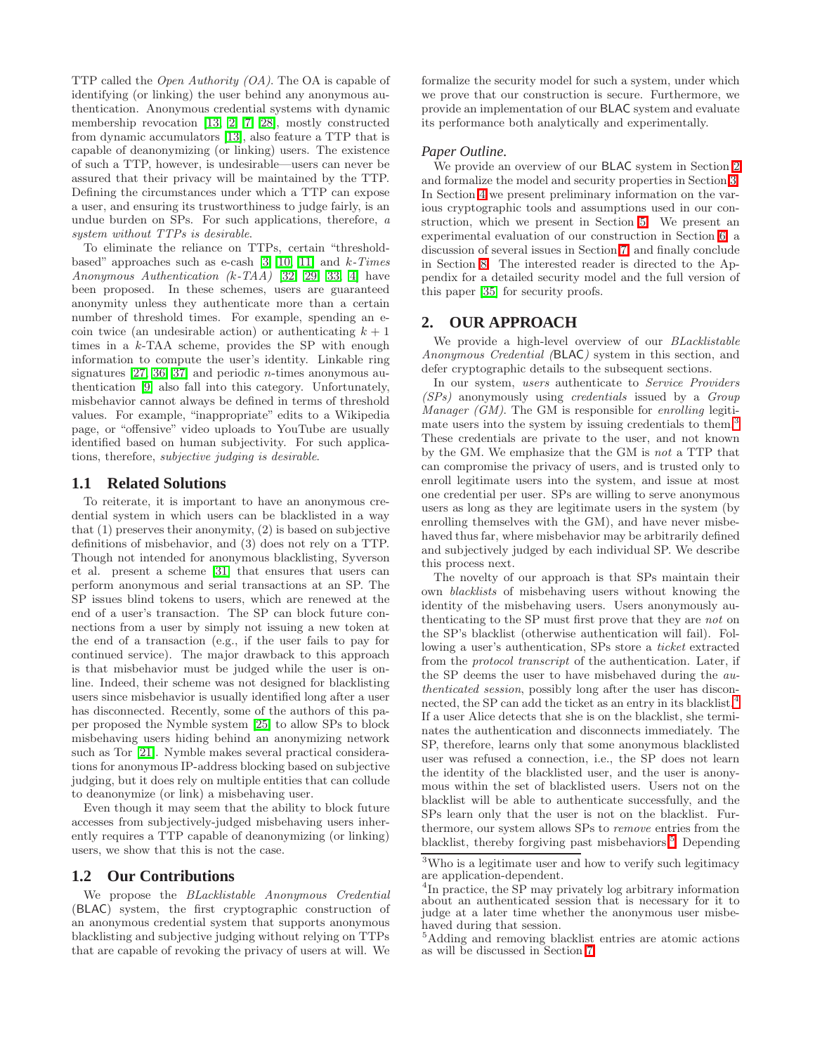TTP called the *Open Authority (OA)*. The OA is capable of identifying (or linking) the user behind any anonymous authentication. Anonymous credential systems with dynamic membership revocation [13, 2, 7, 28], mostly constructed from dynamic accumulators [13], also feature a TTP that is capable of deanonymizing (or linking) users. The existence of such a TTP, however, is undesirable—users can never be assured that their privacy will be maintained by the TTP. Defining the circumstances under which a TTP can expose a user, and ensuring its trustworthiness to judge fairly, is an undue burden on SPs. For such applications, therefore, *a system without TTPs is desirable*.

To eliminate the reliance on TTPs, certain "threshold-based" approaches such as e-cash [3, 10, 11] and *k-Times Anonymous Authentication (k-TAA)* [32, 29, 33, 4] have been proposed. In these schemes, users are guaranteed anonymity unless they authenticate more than a certain number of threshold times. For example, spending an e-coin twice (an undesirable action) or authenticating $k + 1$ times in a $k$-TAA scheme, provides the SP with enough information to compute the user's identity. Linkable ring signatures [27, 36, 37] and periodic $n$-times anonymous authentication [9] also fall into this category. Unfortunately, misbehavior cannot always be defined in terms of threshold values. For example, "inappropriate" edits to a Wikipedia page, or "offensive" video uploads to YouTube are usually identified based on human subjectivity. For such applications, therefore, *subjective judging is desirable*.

## 1.1 Related Solutions

To reiterate, it is important to have an anonymous credential system in which users can be blacklisted in a way that (1) preserves their anonymity, (2) is based on subjective definitions of misbehavior, and (3) does not rely on a TTP. Though not intended for anonymous blacklisting, Syverson et al. present a scheme [31] that ensures that users can perform anonymous and serial transactions at an SP. The SP issues blind tokens to users, which are renewed at the end of a user's transaction. The SP can block future connections from a user by simply not issuing a new token at the end of a transaction (e.g., if the user fails to pay for continued service). The major drawback to this approach is that misbehavior must be judged while the user is online. Indeed, their scheme was not designed for blacklisting users since misbehavior is usually identified long after a user has disconnected. Recently, some of the authors of this paper proposed the Nymble system [25] to allow SPs to block misbehaving users hiding behind an anonymizing network such as Tor [21]. Nymble makes several practical considerations for anonymous IP-address blocking based on subjective judging, but it does rely on multiple entities that can collude to deanonymize (or link) a misbehaving user.

Even though it may seem that the ability to block future accesses from subjectively-judged misbehaving users inherently requires a TTP capable of deanonymizing (or linking) users, we show that this is not the case.

## 1.2 Our Contributions

We propose the *BLacklistable Anonymous Credential* (BLAC) system, the first cryptographic construction of an anonymous credential system that supports anonymous blacklisting and subjective judging without relying on TTPs that are capable of revoking the privacy of users at will. We formalize the security model for such a system, under which we prove that our construction is secure. Furthermore, we provide an implementation of our BLAC system and evaluate its performance both analytically and experimentally.

### Paper Outline.

We provide an overview of our BLAC system in Section 2 and formalize the model and security properties in Section 3. In Section 4 we present preliminary information on the various cryptographic tools and assumptions used in our construction, which we present in Section 5. We present an experimental evaluation of our construction in Section 6, a discussion of several issues in Section 7 and finally conclude in Section 8. The interested reader is directed to the Appendix for a detailed security model and the full version of this paper [35] for security proofs.

## 2. OUR APPROACH

We provide a high-level overview of our *BLacklistable Anonymous Credential (*BLAC*)* system in this section, and defer cryptographic details to the subsequent sections.

In our system, *users* authenticate to *Service Providers (SPs)* anonymously using *credentials* issued by a *Group Manager (GM)*. The GM is responsible for *enrolling* legitimate users into the system by issuing credentials to them.[3] These credentials are private to the user, and not known by the GM. We emphasize that the GM is *not* a TTP that can compromise the privacy of users, and is trusted only to enroll legitimate users into the system, and issue at most one credential per user. SPs are willing to serve anonymous users as long as they are legitimate users in the system (by enrolling themselves with the GM), and have never misbehaved thus far, where misbehavior may be arbitrarily defined and subjectively judged by each individual SP. We describe this process next.

The novelty of our approach is that SPs maintain their own *blacklists* of misbehaving users without knowing the identity of the misbehaving users. Users anonymously authenticating to the SP must first prove that they are *not* on the SP's blacklist (otherwise authentication will fail). Following a user's authentication, SPs store a *ticket* extracted from the *protocol transcript* of the authentication. Later, if the SP deems the user to have misbehaved during the *authenticated session*, possibly long after the user has disconnected, the SP can add the ticket as an entry in its blacklist.[4] If a user Alice detects that she is on the blacklist, she terminates the authentication and disconnects immediately. The SP, therefore, learns only that some anonymous blacklisted user was refused a connection, i.e., the SP does not learn the identity of the blacklisted user, and the user is anonymous within the set of blacklisted users. Users not on the blacklist will be able to authenticate successfully, and the SPs learn only that the user is not on the blacklist. Furthermore, our system allows SPs to *remove* entries from the blacklist, thereby forgiving past misbehaviors.[5] Depending

[3] Who is a legitimate user and how to verify such legitimacy are application-dependent.

[4] In practice, the SP may privately log arbitrary information about an authenticated session that is necessary for it to judge at a later time whether the anonymous user misbehaved during that session.

[5] Adding and removing blacklist entries are atomic actions as will be discussed in Section 7.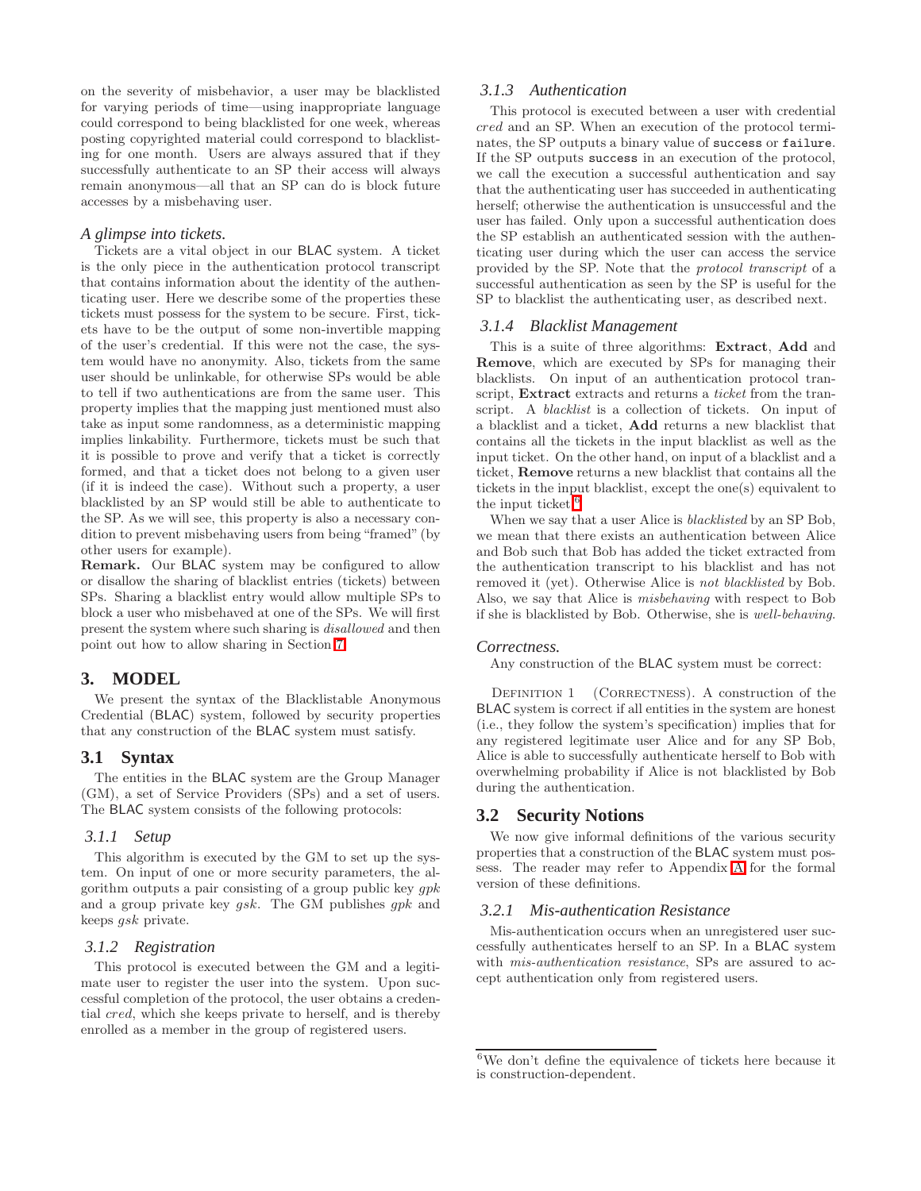on the severity of misbehavior, a user may be blacklisted for varying periods of time—using inappropriate language could correspond to being blacklisted for one week, whereas posting copyrighted material could correspond to blacklisting for one month. Users are always assured that if they successfully authenticate to an SP their access will always remain anonymous—all that an SP can do is block future accesses by a misbehaving user.

### A glimpse into tickets.

Tickets are a vital object in our BLAC system. A ticket is the only piece in the authentication protocol transcript that contains information about the identity of the authenticating user. Here we describe some of the properties these tickets must possess for the system to be secure. First, tickets have to be the output of some non-invertible mapping of the user's credential. If this were not the case, the system would have no anonymity. Also, tickets from the same user should be unlinkable, for otherwise SPs would be able to tell if two authentications are from the same user. This property implies that the mapping just mentioned must also take as input some randomness, as a deterministic mapping implies linkability. Furthermore, tickets must be such that it is possible to prove and verify that a ticket is correctly formed, and that a ticket does not belong to a given user (if it is indeed the case). Without such a property, a user blacklisted by an SP would still be able to authenticate to the SP. As we will see, this property is also a necessary condition to prevent misbehaving users from being "framed" (by other users for example).

**Remark.** Our BLAC system may be configured to allow or disallow the sharing of blacklist entries (tickets) between SPs. Sharing a blacklist entry would allow multiple SPs to block a user who misbehaved at one of the SPs. We will first present the system where such sharing is *disallowed* and then point out how to allow sharing in Section 7.

# 3. MODEL

We present the syntax of the Blacklistable Anonymous Credential (BLAC) system, followed by security properties that any construction of the BLAC system must satisfy.

## 3.1 Syntax

The entities in the BLAC system are the Group Manager (GM), a set of Service Providers (SPs) and a set of users. The BLAC system consists of the following protocols:

### 3.1.1 Setup

This algorithm is executed by the GM to set up the system. On input of one or more security parameters, the algorithm outputs a pair consisting of a group public key $gpk$ and a group private key $gsk$. The GM publishes $gpk$ and keeps $gsk$ private.

### 3.1.2 Registration

This protocol is executed between the GM and a legitimate user to register the user into the system. Upon successful completion of the protocol, the user obtains a credential $cred$, which she keeps private to herself, and is thereby enrolled as a member in the group of registered users.

### 3.1.3 Authentication

This protocol is executed between a user with credential $cred$ and an SP. When an execution of the protocol terminates, the SP outputs a binary value of `success` or `failure`. If the SP outputs `success` in an execution of the protocol, we call the execution a successful authentication and say that the authenticating user has succeeded in authenticating herself; otherwise the authentication is unsuccessful and the user has failed. Only upon a successful authentication does the SP establish an authenticated session with the authenticating user during which the user can access the service provided by the SP. Note that the *protocol transcript* of a successful authentication as seen by the SP is useful for the SP to blacklist the authenticating user, as described next.

### 3.1.4 Blacklist Management

This is a suite of three algorithms: **Extract**, **Add** and **Remove**, which are executed by SPs for managing their blacklists. On input of an authentication protocol transcript, **Extract** extracts and returns a *ticket* from the transcript. A *blacklist* is a collection of tickets. On input of a blacklist and a ticket, **Add** returns a new blacklist that contains all the tickets in the input blacklist as well as the input ticket. On the other hand, on input of a blacklist and a ticket, **Remove** returns a new blacklist that contains all the tickets in the input blacklist, except the one(s) equivalent to the input ticket.[6]

When we say that a user Alice is *blacklisted* by an SP Bob, we mean that there exists an authentication between Alice and Bob such that Bob has added the ticket extracted from the authentication transcript to his blacklist and has not removed it (yet). Otherwise Alice is *not blacklisted* by Bob. Also, we say that Alice is *misbehaving* with respect to Bob if she is blacklisted by Bob. Otherwise, she is *well-behaving*.

### Correctness.

Any construction of the BLAC system must be correct:

DEFINITION 1 (CORRECTNESS). A construction of the BLAC system is correct if all entities in the system are honest (i.e., they follow the system's specification) implies that for any registered legitimate user Alice and for any SP Bob, Alice is able to successfully authenticate herself to Bob with overwhelming probability if Alice is not blacklisted by Bob during the authentication.

## 3.2 Security Notions

We now give informal definitions of the various security properties that a construction of the BLAC system must possess. The reader may refer to Appendix A for the formal version of these definitions.

### 3.2.1 Mis-authentication Resistance

Mis-authentication occurs when an unregistered user successfully authenticates herself to an SP. In a BLAC system with *mis-authentication resistance*, SPs are assured to accept authentication only from registered users.

[6] We don't define the equivalence of tickets here because it is construction-dependent.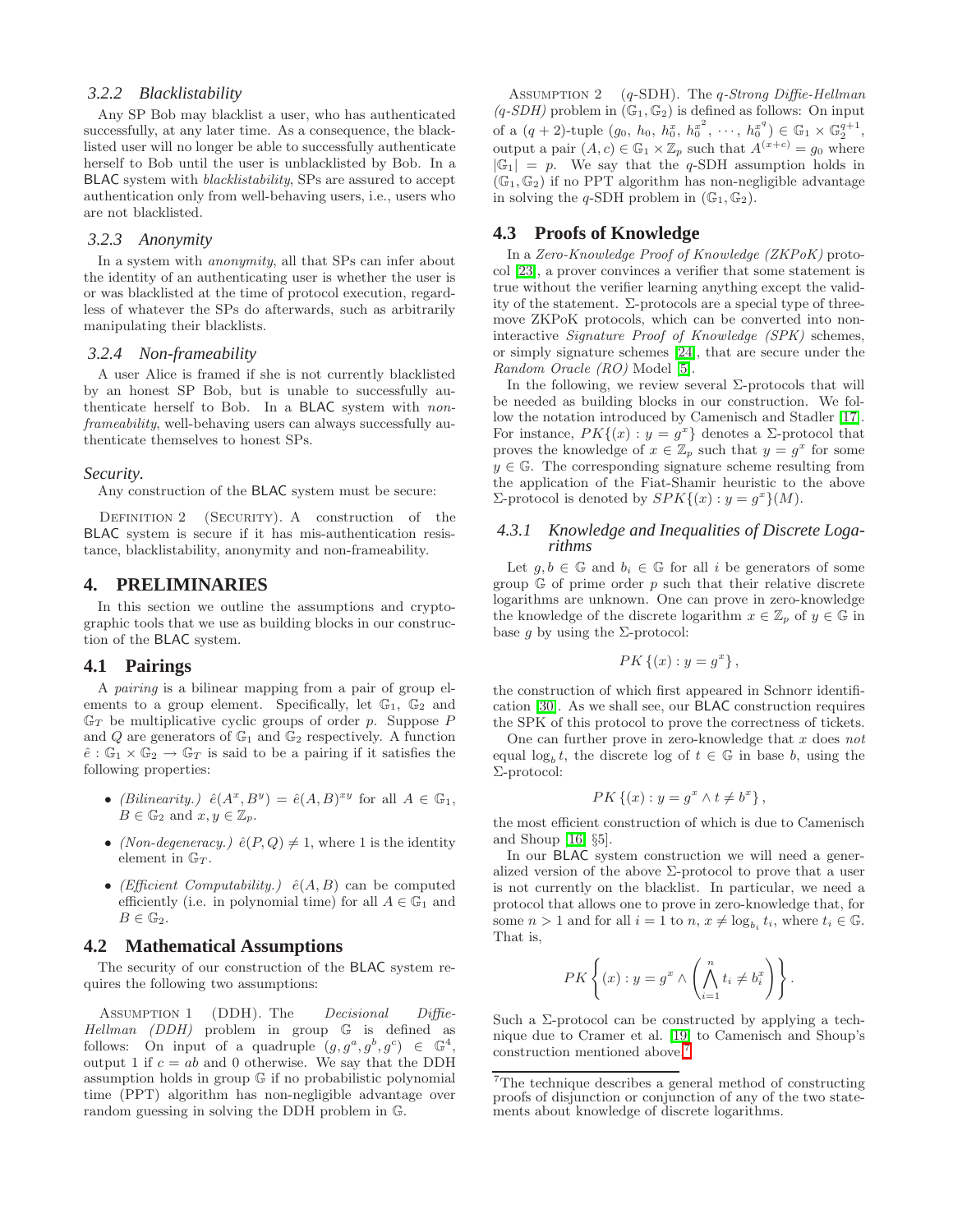#### 3.2.2 Blacklistability

Any SP Bob may blacklist a user, who has authenticated successfully, at any later time. As a consequence, the blacklisted user will no longer be able to successfully authenticate herself to Bob until the user is unblacklisted by Bob. In a BLAC system with *blacklistability*, SPs are assured to accept authentication only from well-behaving users, i.e., users who are not blacklisted.

#### 3.2.3 Anonymity

In a system with *anonymity*, all that SPs can infer about the identity of an authenticating user is whether the user is or was blacklisted at the time of protocol execution, regardless of whatever the SPs do afterwards, such as arbitrarily manipulating their blacklists.

#### 3.2.4 Non-frameability

A user Alice is framed if she is not currently blacklisted by an honest SP Bob, but is unable to successfully authenticate herself to Bob. In a BLAC system with *non-frameability*, well-behaving users can always successfully authenticate themselves to honest SPs.

*Security.*

Any construction of the BLAC system must be secure:

Definition 2 (Security). A construction of the BLAC system is secure if it has mis-authentication resistance, blacklistability, anonymity and non-frameability.

## 4. PRELIMINARIES

In this section we outline the assumptions and cryptographic tools that we use as building blocks in our construction of the BLAC system.

### 4.1 Pairings

A *pairing* is a bilinear mapping from a pair of group elements to a group element. Specifically, let $\mathbb{G}_1$, $\mathbb{G}_2$ and $\mathbb{G}_T$ be multiplicative cyclic groups of order $p$. Suppose $P$ and $Q$ are generators of $\mathbb{G}_1$ and $\mathbb{G}_2$ respectively. A function $\hat{e} : \mathbb{G}_1 \times \mathbb{G}_2 \to \mathbb{G}_T$ is said to be a pairing if it satisfies the following properties:

- *(Bilinearity.)* $\hat{e}(A^x, B^y) = \hat{e}(A, B)^{xy}$ for all $A \in \mathbb{G}_1$, $B \in \mathbb{G}_2$ and $x, y \in \mathbb{Z}_p$.
- *(Non-degeneracy.)* $\hat{e}(P, Q) \neq 1$, where 1 is the identity element in $\mathbb{G}_T$.
- *(Efficient Computability.)* $\hat{e}(A, B)$ can be computed efficiently (i.e. in polynomial time) for all $A \in \mathbb{G}_1$ and $B \in \mathbb{G}_2$.

### 4.2 Mathematical Assumptions

The security of our construction of the BLAC system requires the following two assumptions:

Assumption 1 (DDH). The *Decisional Diffie-Hellman (DDH)* problem in group $\mathbb{G}$ is defined as follows: On input of a quadruple $(g, g^a, g^b, g^c) \in \mathbb{G}^4$, output 1 if $c = ab$ and 0 otherwise. We say that the DDH assumption holds in group $\mathbb{G}$ if no probabilistic polynomial time (PPT) algorithm has non-negligible advantage over random guessing in solving the DDH problem in $\mathbb{G}$.

Assumption 2 ($q$-SDH). The *$q$-Strong Diffie-Hellman ($q$-SDH)* problem in $(\mathbb{G}_1, \mathbb{G}_2)$ is defined as follows: On input of a $(q + 2)$-tuple $(g_0, h_0, h_0^x, h_0^{x^2}, \cdots, h_0^{x^q}) \in \mathbb{G}_1 \times \mathbb{G}_2^{q+1}$, output a pair $(A, c) \in \mathbb{G}_1 \times \mathbb{Z}_p$ such that $A^{(x+c)} = g_0$ where $|\mathbb{G}_1| = p$. We say that the $q$-SDH assumption holds in $(\mathbb{G}_1, \mathbb{G}_2)$ if no PPT algorithm has non-negligible advantage in solving the $q$-SDH problem in $(\mathbb{G}_1, \mathbb{G}_2)$.

### 4.3 Proofs of Knowledge

In a *Zero-Knowledge Proof of Knowledge (ZKPoK)* protocol [23], a prover convinces a verifier that some statement is true without the verifier learning anything except the validity of the statement. $\Sigma$-protocols are a special type of three-move ZKPoK protocols, which can be converted into non-interactive *Signature Proof of Knowledge (SPK)* schemes, or simply signature schemes [24], that are secure under the *Random Oracle (RO)* Model [5].

In the following, we review several $\Sigma$-protocols that will be needed as building blocks in our construction. We follow the notation introduced by Camenisch and Stadler [17]. For instance, $PK\{(x) : y = g^x\}$ denotes a $\Sigma$-protocol that proves the knowledge of $x \in \mathbb{Z}_p$ such that $y = g^x$ for some $y \in \mathbb{G}$. The corresponding signature scheme resulting from the application of the Fiat-Shamir heuristic to the above $\Sigma$-protocol is denoted by $SPK\{(x) : y = g^x\}(M)$.

#### 4.3.1 Knowledge and Inequalities of Discrete Logarithms

Let $g, b \in \mathbb{G}$ and $b_i \in \mathbb{G}$ for all $i$ be generators of some group $\mathbb{G}$ of prime order $p$ such that their relative discrete logarithms are unknown. One can prove in zero-knowledge the knowledge of the discrete logarithm $x \in \mathbb{Z}_p$ of $y \in \mathbb{G}$ in base $g$ by using the $\Sigma$-protocol:

$$PK\{(x) : y = g^x\},$$

the construction of which first appeared in Schnorr identification [30]. As we shall see, our BLAC construction requires the SPK of this protocol to prove the correctness of tickets.

One can further prove in zero-knowledge that $x$ does *not* equal $\log_b t$, the discrete log of $t \in \mathbb{G}$ in base $b$, using the $\Sigma$-protocol:

$$PK\{(x) : y = g^x \wedge t \neq b^x\},$$

the most efficient construction of which is due to Camenisch and Shoup [16, §5].

In our BLAC system construction we will need a generalized version of the above $\Sigma$-protocol to prove that a user is not currently on the blacklist. In particular, we need a protocol that allows one to prove in zero-knowledge that, for some $n > 1$ and for all $i = 1$ to $n$, $x \neq \log_{b_i} t_i$, where $t_i \in \mathbb{G}$. That is,

$$PK\left\{(x) : y = g^x \wedge \left(\bigwedge_{i=1}^{n} t_i \neq b_i^x\right)\right\}.$$

Such a $\Sigma$-protocol can be constructed by applying a technique due to Cramer et al. [19] to Camenisch and Shoup's construction mentioned above.[7]

[7] The technique describes a general method of constructing proofs of disjunction or conjunction of any of the two statements about knowledge of discrete logarithms.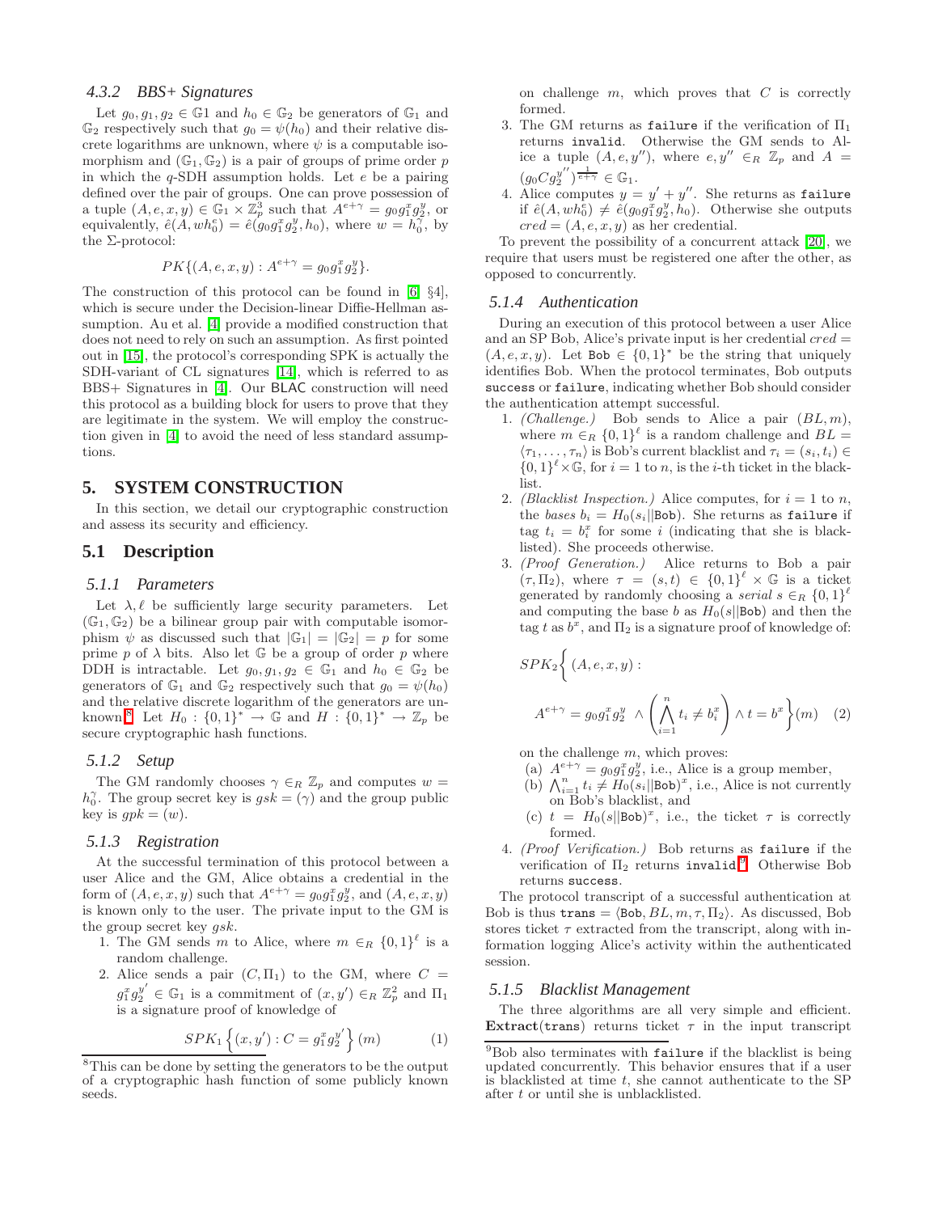### 4.3.2 BBS+ Signatures

Let $g_0, g_1, g_2 \in \mathbb{G}1$ and $h_0 \in \mathbb{G}_2$ be generators of $\mathbb{G}_1$ and $\mathbb{G}_2$ respectively such that $g_0 = \psi(h_0)$ and their relative discrete logarithms are unknown, where $\psi$ is a computable isomorphism and $(\mathbb{G}_1, \mathbb{G}_2)$ is a pair of groups of prime order $p$ in which the $q$-SDH assumption holds. Let $e$ be a pairing defined over the pair of groups. One can prove possession of a tuple $(A, e, x, y) \in \mathbb{G}_1 \times \mathbb{Z}_p^3$ such that $A^{e+\gamma} = g_0 g_1^x g_2^y$, or equivalently, $\hat{e}(A, wh_0^e) = \hat{e}(g_0 g_1^x g_2^y, h_0)$, where $w = h_0^\gamma$, by the $\Sigma$-protocol:

$$PK\{(A, e, x, y) : A^{e+\gamma} = g_0 g_1^x g_2^y\}.$$

The construction of this protocol can be found in [6, §4], which is secure under the Decision-linear Diffie-Hellman assumption. Au et al. [4] provide a modified construction that does not need to rely on such an assumption. As first pointed out in [15], the protocol's corresponding SPK is actually the SDH-variant of CL signatures [14], which is referred to as BBS+ Signatures in [4]. Our BLAC construction will need this protocol as a building block for users to prove that they are legitimate in the system. We will employ the construction given in [4] to avoid the need of less standard assumptions.

## 5. SYSTEM CONSTRUCTION

In this section, we detail our cryptographic construction and assess its security and efficiency.

## 5.1 Description

### 5.1.1 Parameters

Let $\lambda, \ell$ be sufficiently large security parameters. Let $(\mathbb{G}_1, \mathbb{G}_2)$ be a bilinear group pair with computable isomorphism $\psi$ as discussed such that $|\mathbb{G}_1| = |\mathbb{G}_2| = p$ for some prime $p$ of $\lambda$ bits. Also let $\mathbb{G}$ be a group of order $p$ where DDH is intractable. Let $g_0, g_1, g_2 \in \mathbb{G}_1$ and $h_0 \in \mathbb{G}_2$ be generators of $\mathbb{G}_1$ and $\mathbb{G}_2$ respectively such that $g_0 = \psi(h_0)$ and the relative discrete logarithm of the generators are unknown.[8] Let $H_0 : \{0,1\}^* \to \mathbb{G}$ and $H : \{0,1\}^* \to \mathbb{Z}_p$ be secure cryptographic hash functions.

### 5.1.2 Setup

The GM randomly chooses $\gamma \in_R \mathbb{Z}_p$ and computes $w = h_0^\gamma$. The group secret key is $gsk = (\gamma)$ and the group public key is $gpk = (w)$.

### 5.1.3 Registration

At the successful termination of this protocol between a user Alice and the GM, Alice obtains a credential in the form of $(A, e, x, y)$ such that $A^{e+\gamma} = g_0 g_1^x g_2^y$, and $(A, e, x, y)$ is known only to the user. The private input to the GM is the group secret key $gsk$.

1. The GM sends $m$ to Alice, where $m \in_R \{0,1\}^\ell$ is a random challenge.
2. Alice sends a pair $(C, \Pi_1)$ to the GM, where $C = g_1^x g_2^{y'} \in \mathbb{G}_1$ is a commitment of $(x, y') \in_R \mathbb{Z}_p^2$ and $\Pi_1$ is a signature proof of knowledge of
$$SPK_1\left\{(x, y') : C = g_1^x g_2^{y'}\right\}(m) \tag{1}$$
on challenge $m$, which proves that $C$ is correctly formed.
3. The GM returns as `failure` if the verification of $\Pi_1$ returns `invalid`. Otherwise the GM sends to Alice a tuple $(A, e, y'')$, where $e, y'' \in_R \mathbb{Z}_p$ and $A = (g_0 C g_2^{y''})^{\frac{1}{e+\gamma}} \in \mathbb{G}_1$.
4. Alice computes $y = y' + y''$. She returns as `failure` if $\hat{e}(A, wh_0^e) \neq \hat{e}(g_0 g_1^x g_2^y, h_0)$. Otherwise she outputs $cred = (A, e, x, y)$ as her credential.

To prevent the possibility of a concurrent attack [20], we require that users must be registered one after the other, as opposed to concurrently.

### 5.1.4 Authentication

During an execution of this protocol between a user Alice and an SP Bob, Alice's private input is her credential $cred = (A, e, x, y)$. Let $\texttt{Bob} \in \{0,1\}^*$ be the string that uniquely identifies Bob. When the protocol terminates, Bob outputs `success` or `failure`, indicating whether Bob should consider the authentication attempt successful.

1. *(Challenge.)* Bob sends to Alice a pair $(BL, m)$, where $m \in_R \{0,1\}^\ell$ is a random challenge and $BL = \langle \tau_1, \ldots, \tau_n \rangle$ is Bob's current blacklist and $\tau_i = (s_i, t_i) \in \{0,1\}^\ell \times \mathbb{G}$, for $i = 1$ to $n$, is the $i$-th ticket in the blacklist.
2. *(Blacklist Inspection.)* Alice computes, for $i = 1$ to $n$, the *bases* $b_i = H_0(s_i||\texttt{Bob})$. She returns as `failure` if tag $t_i = b_i^x$ for some $i$ (indicating that she is blacklisted). She proceeds otherwise.
3. *(Proof Generation.)* Alice returns to Bob a pair $(\tau, \Pi_2)$, where $\tau = (s, t) \in \{0,1\}^\ell \times \mathbb{G}$ is a ticket generated by randomly choosing a *serial* $s \in_R \{0,1\}^\ell$ and computing the base $b$ as $H_0(s||\texttt{Bob})$ and then the tag $t$ as $b^x$, and $\Pi_2$ is a signature proof of knowledge of:
$$SPK_2\Bigg\{(A, e, x, y) : A^{e+\gamma} = g_0 g_1^x g_2^y \wedge \left(\bigwedge_{i=1}^n t_i \neq b_i^x\right) \wedge t = b^x\Bigg\}(m) \tag{2}$$
on the challenge $m$, which proves:
   (a) $A^{e+\gamma} = g_0 g_1^x g_2^y$, i.e., Alice is a group member,
   (b) $\bigwedge_{i=1}^n t_i \neq H_0(s_i||\texttt{Bob})^x$, i.e., Alice is not currently on Bob's blacklist, and
   (c) $t = H_0(s||\texttt{Bob})^x$, i.e., the ticket $\tau$ is correctly formed.
4. *(Proof Verification.)* Bob returns as `failure` if the verification of $\Pi_2$ returns `invalid`.[9] Otherwise Bob returns `success`.

The protocol transcript of a successful authentication at Bob is thus $\texttt{trans} = \langle \texttt{Bob}, BL, m, \tau, \Pi_2 \rangle$. As discussed, Bob stores ticket $\tau$ extracted from the transcript, along with information logging Alice's activity within the authenticated session.

### 5.1.5 Blacklist Management

The three algorithms are all very simple and efficient. **Extract**(`trans`) returns ticket $\tau$ in the input transcript

---

[8] This can be done by setting the generators to be the output of a cryptographic hash function of some publicly known seeds.

[9] Bob also terminates with `failure` if the blacklist is being updated concurrently. This behavior ensures that if a user is blacklisted at time $t$, she cannot authenticate to the SP after $t$ or until she is unblacklisted.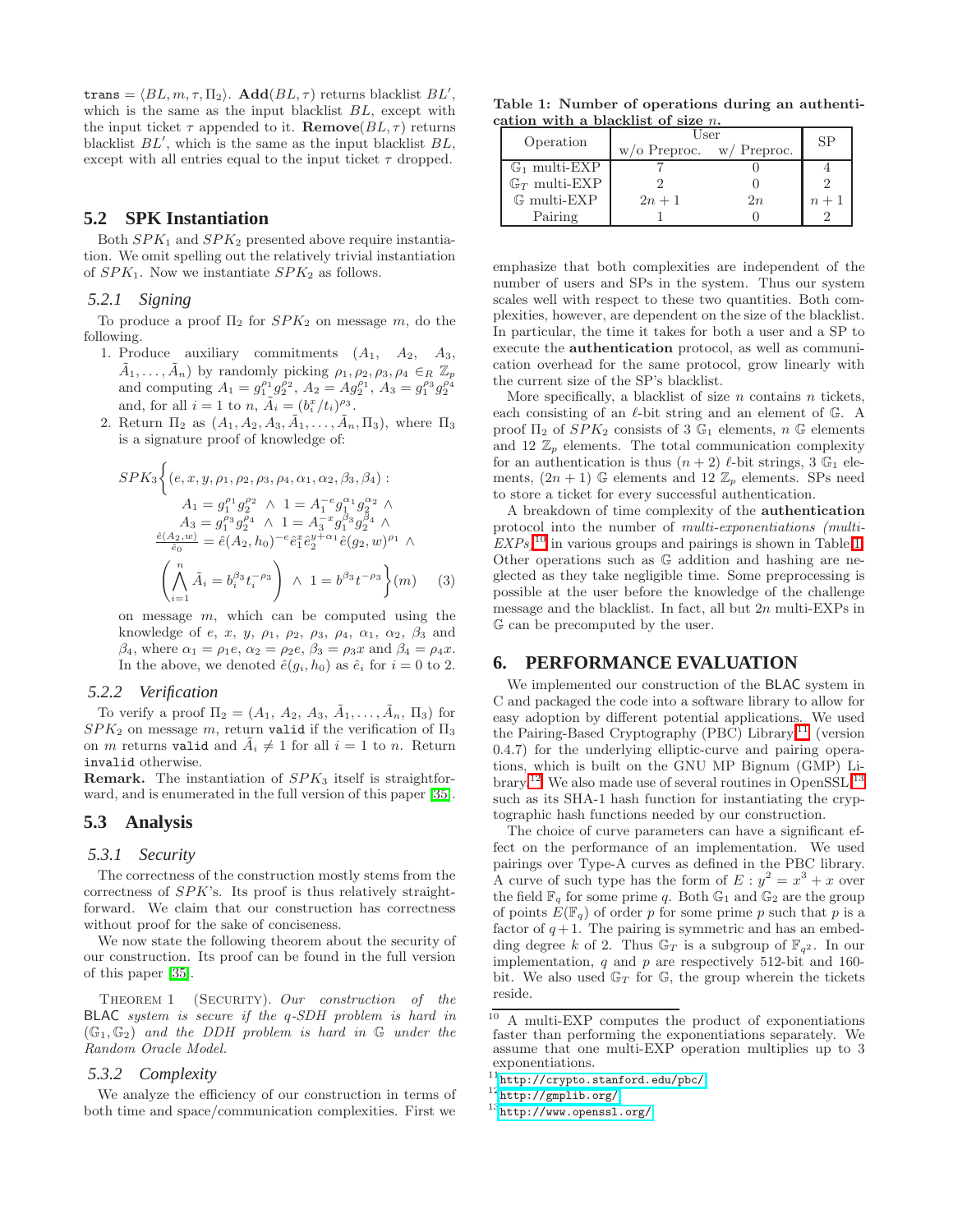$\texttt{trans} = \langle BL, m, \tau, \Pi_2 \rangle$. **Add**$(BL, \tau)$ returns blacklist $BL'$, which is the same as the input blacklist $BL$, except with the input ticket $\tau$ appended to it. **Remove**$(BL, \tau)$ returns blacklist $BL'$, which is the same as the input blacklist $BL$, except with all entries equal to the input ticket $\tau$ dropped.

## 5.2 SPK Instantiation

Both $SPK_1$ and $SPK_2$ presented above require instantiation. We omit spelling out the relatively trivial instantiation of $SPK_1$. Now we instantiate $SPK_2$ as follows.

### 5.2.1 Signing

To produce a proof $\Pi_2$ for $SPK_2$ on message $m$, do the following.

1. Produce auxiliary commitments $(A_1, A_2, A_3, \tilde{A}_1, \ldots, \tilde{A}_n)$ by randomly picking $\rho_1, \rho_2, \rho_3, \rho_4 \in_R \mathbb{Z}_p$ and computing $A_1 = g_1^{\rho_1} g_2^{\rho_2}$, $A_2 = A g_2^{\rho_1}$, $A_3 = g_1^{\rho_3} g_2^{\rho_4}$ and, for all $i = 1$ to $n$, $\tilde{A}_i = (b_i^x / t_i)^{\rho_3}$.
2. Return $\Pi_2$ as $(A_1, A_2, A_3, \tilde{A}_1, \ldots, \tilde{A}_n, \Pi_3)$, where $\Pi_3$ is a signature proof of knowledge of:

$$SPK_3\Bigg\{(e, x, y, \rho_1, \rho_2, \rho_3, \rho_4, \alpha_1, \alpha_2, \beta_3, \beta_4): \\ A_1 = g_1^{\rho_1} g_2^{\rho_2} \ \wedge \ 1 = A_1^{-e} g_1^{\alpha_1} g_2^{\alpha_2} \ \wedge \\ A_3 = g_1^{\rho_3} g_2^{\rho_4} \ \wedge \ 1 = A_3^{-x} g_1^{\beta_3} g_2^{\beta_4} \ \wedge \\ \tfrac{\hat{e}(A_2, w)}{\hat{e}_0} = \hat{e}(A_2, h_0)^{-e} \hat{e}_1^x \hat{e}_2^{y+\alpha_1} \hat{e}(g_2, w)^{\rho_1} \ \wedge \\ \left( \bigwedge_{i=1}^{n} \tilde{A}_i = b_i^{\beta_3} t_i^{-\rho_3} \right) \ \wedge \ 1 = b^{\beta_3} t^{-\rho_3} \Bigg\}(m) \qquad (3)$$

on message $m$, which can be computed using the knowledge of $e$, $x$, $y$, $\rho_1$, $\rho_2$, $\rho_3$, $\rho_4$, $\alpha_1$, $\alpha_2$, $\beta_3$ and $\beta_4$, where $\alpha_1 = \rho_1 e$, $\alpha_2 = \rho_2 e$, $\beta_3 = \rho_3 x$ and $\beta_4 = \rho_4 x$. In the above, we denoted $\hat{e}(g_i, h_0)$ as $\hat{e}_i$ for $i = 0$ to 2.

### 5.2.2 Verification

To verify a proof $\Pi_2 = (A_1, A_2, A_3, \tilde{A}_1, \ldots, \tilde{A}_n, \Pi_3)$ for $SPK_2$ on message $m$, return `valid` if the verification of $\Pi_3$ on $m$ returns `valid` and $\tilde{A}_i \neq 1$ for all $i = 1$ to $n$. Return `invalid` otherwise.

**Remark.** The instantiation of $SPK_3$ itself is straightforward, and is enumerated in the full version of this paper [35].

## 5.3 Analysis

### 5.3.1 Security

The correctness of the construction mostly stems from the correctness of $SPK$'s. Its proof is thus relatively straightforward. We claim that our construction has correctness without proof for the sake of conciseness.

We now state the following theorem about the security of our construction. Its proof can be found in the full version of this paper [35].

Theorem 1 (Security). *Our construction of the* BLAC *system is secure if the q-SDH problem is hard in* $(\mathbb{G}_1, \mathbb{G}_2)$ *and the DDH problem is hard in* $\mathbb{G}$ *under the Random Oracle Model.*

### 5.3.2 Complexity

We analyze the efficiency of our construction in terms of both time and space/communication complexities. First we emphasize that both complexities are independent of the number of users and SPs in the system. Thus our system scales well with respect to these two quantities. Both complexities, however, are dependent on the size of the blacklist. In particular, the time it takes for both a user and a SP to execute the **authentication** protocol, as well as communication overhead for the same protocol, grow linearly with the current size of the SP's blacklist.

More specifically, a blacklist of size $n$ contains $n$ tickets, each consisting of an $\ell$-bit string and an element of $\mathbb{G}$. A proof $\Pi_2$ of $SPK_2$ consists of 3 $\mathbb{G}_1$ elements, $n$ $\mathbb{G}$ elements and 12 $\mathbb{Z}_p$ elements. The total communication complexity for an authentication is thus $(n+2)$ $\ell$-bit strings, 3 $\mathbb{G}_1$ elements, $(2n+1)$ $\mathbb{G}$ elements and 12 $\mathbb{Z}_p$ elements. SPs need to store a ticket for every successful authentication.

A breakdown of time complexity of the **authentication** protocol into the number of *multi-exponentiations (multi-EXPs)*[10] in various groups and pairings is shown in Table 1. Other operations such as $\mathbb{G}$ addition and hashing are neglected as they take negligible time. Some preprocessing is possible at the user before the knowledge of the challenge message and the blacklist. In fact, all but $2n$ multi-EXPs in $\mathbb{G}$ can be precomputed by the user.

**Table 1: Number of operations during an authentication with a blacklist of size $n$.**

| Operation | User | | SP |
|---|---|---|---|
| | w/o Preproc. | w/ Preproc. | |
| $\mathbb{G}_1$ multi-EXP | 7 | 0 | 4 |
| $\mathbb{G}_T$ multi-EXP | 2 | 0 | 2 |
| $\mathbb{G}$ multi-EXP | $2n+1$ | $2n$ | $n+1$ |
| Pairing | 1 | 0 | 2 |

# 6. PERFORMANCE EVALUATION

We implemented our construction of the BLAC system in C and packaged the code into a software library to allow for easy adoption by different potential applications. We used the Pairing-Based Cryptography (PBC) Library[11] (version 0.4.7) for the underlying elliptic-curve and pairing operations, which is built on the GNU MP Bignum (GMP) Library.[12] We also made use of several routines in OpenSSL,[13] such as its SHA-1 hash function for instantiating the cryptographic hash functions needed by our construction.

The choice of curve parameters can have a significant effect on the performance of an implementation. We used pairings over Type-A curves as defined in the PBC library. A curve of such type has the form of $E: y^2 = x^3 + x$ over the field $\mathbb{F}_q$ for some prime $q$. Both $\mathbb{G}_1$ and $\mathbb{G}_2$ are the group of points $E(\mathbb{F}_q)$ of order $p$ for some prime $p$ such that $p$ is a factor of $q+1$. The pairing is symmetric and has an embedding degree $k$ of 2. Thus $\mathbb{G}_T$ is a subgroup of $\mathbb{F}_{q^2}$. In our implementation, $q$ and $p$ are respectively 512-bit and 160-bit. We also used $\mathbb{G}_T$ for $\mathbb{G}$, the group wherein the tickets reside.

[10] A multi-EXP computes the product of exponentiations faster than performing the exponentiations separately. We assume that one multi-EXP operation multiplies up to 3 exponentiations.

[11] http://crypto.stanford.edu/pbc/

[12] http://gmplib.org/

[13] http://www.openssl.org/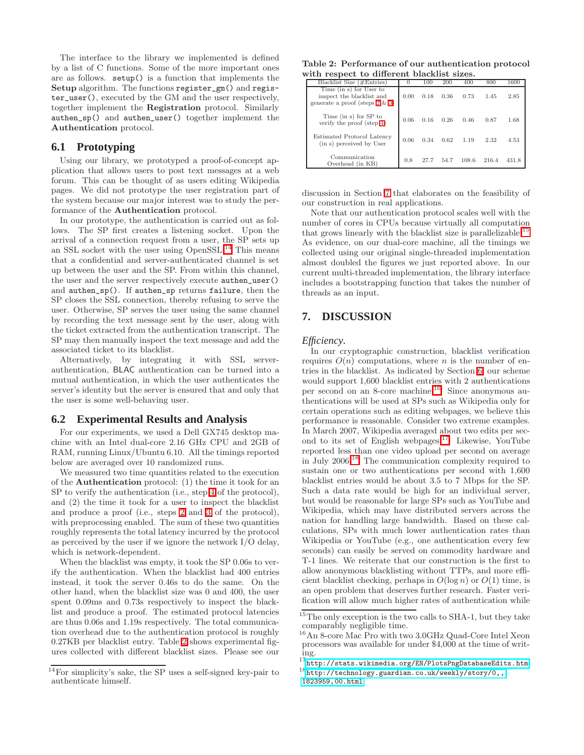The interface to the library we implemented is defined by a list of C functions. Some of the more important ones are as follows. `setup()` is a function that implements the **Setup** algorithm. The functions `register_gm()` and `register_user()`, executed by the GM and the user respectively, together implement the **Registration** protocol. Similarly `authen_sp()` and `authen_user()` together implement the **Authentication** protocol.

## 6.1 Prototyping

Using our library, we prototyped a proof-of-concept application that allows users to post text messages at a web forum. This can be thought of as users editing Wikipedia pages. We did not prototype the user registration part of the system because our major interest was to study the performance of the **Authentication** protocol.

In our prototype, the authentication is carried out as follows. The SP first creates a listening socket. Upon the arrival of a connection request from a user, the SP sets up an SSL socket with the user using OpenSSL.[14] This means that a confidential and server-authenticated channel is set up between the user and the SP. From within this channel, the user and the server respectively execute `authen_user()` and `authen_sp()`. If `authen_sp` returns `failure`, then the SP closes the SSL connection, thereby refusing to serve the user. Otherwise, SP serves the user using the same channel by recording the text message sent by the user, along with the ticket extracted from the authentication transcript. The SP may then manually inspect the text message and add the associated ticket to its blacklist.

Alternatively, by integrating it with SSL server-authentication, BLAC authentication can be turned into a mutual authentication, in which the user authenticates the server's identity but the server is ensured that and only that the user is some well-behaving user.

## 6.2 Experimental Results and Analysis

For our experiments, we used a Dell GX745 desktop machine with an Intel dual-core 2.16 GHz CPU and 2GB of RAM, running Linux/Ubuntu 6.10. All the timings reported below are averaged over 10 randomized runs.

We measured two time quantities related to the execution of the **Authentication** protocol: (1) the time it took for an SP to verify the authentication (i.e., step 4 of the protocol), and (2) the time it took for a user to inspect the blacklist and produce a proof (i.e., steps 2 and 3 of the protocol), with preprocessing enabled. The sum of these two quantities roughly represents the total latency incurred by the protocol as perceived by the user if we ignore the network I/O delay, which is network-dependent.

When the blacklist was empty, it took the SP 0.06s to verify the authentication. When the blacklist had 400 entries instead, it took the server 0.46s to do the same. On the other hand, when the blacklist size was 0 and 400, the user spent 0.09ms and 0.73s respectively to inspect the blacklist and produce a proof. The estimated protocol latencies are thus 0.06s and 1.19s respectively. The total communication overhead due to the authentication protocol is roughly 0.27KB per blacklist entry. Table 2 shows experimental figures collected with different blacklist sizes. Please see our discussion in Section 7 that elaborates on the feasibility of our construction in real applications.

**Table 2: Performance of our authentication protocol with respect to different blacklist sizes.**

| Blacklist Size (#Entries) | 0 | 100 | 200 | 400 | 800 | 1600 |
|---|---|---|---|---|---|---|
| Time (in s) for User to inspect the blacklist and generate a proof (steps 2 & 3) | 0.00 | 0.18 | 0.36 | 0.73 | 1.45 | 2.85 |
| Time (in s) for SP to verify the proof (step 4) | 0.06 | 0.16 | 0.26 | 0.46 | 0.87 | 1.68 |
| Estimated Protocol Latency (in s) perceived by User | 0.06 | 0.34 | 0.62 | 1.19 | 2.32 | 4.53 |
| Communication Overhead (in KB) | 0.8 | 27.7 | 54.7 | 108.6 | 216.4 | 431.8 |

Note that our authentication protocol scales well with the number of cores in CPUs because virtually all computation that grows linearly with the blacklist size is parallelizable.[15] As evidence, on our dual-core machine, all the timings we collected using our original single-threaded implementation almost doubled the figures we just reported above. In our current multi-threaded implementation, the library interface includes a bootstrapping function that takes the number of threads as an input.

# 7. DISCUSSION

### *Efficiency.*

In our cryptographic construction, blacklist verification requires $O(n)$ computations, where $n$ is the number of entries in the blacklist. As indicated by Section 6, our scheme would support 1,600 blacklist entries with 2 authentications per second on an 8-core machine.[16] Since anonymous authentications will be used at SPs such as Wikipedia only for certain operations such as editing webpages, we believe this performance is reasonable. Consider two extreme examples. In March 2007, Wikipedia averaged about two edits per second to its set of English webpages.[17] Likewise, YouTube reported less than one video upload per second on average in July 2006.[18] The communication complexity required to sustain one or two authentications per second with 1,600 blacklist entries would be about 3.5 to 7 Mbps for the SP. Such a data rate would be high for an individual server, but would be reasonable for large SPs such as YouTube and Wikipedia, which may have distributed servers across the nation for handling large bandwidth. Based on these calculations, SPs with much lower authentication rates than Wikipedia or YouTube (e.g., one authentication every few seconds) can easily be served on commodity hardware and T-1 lines. We reiterate that our construction is the first to allow anonymous blacklisting without TTPs, and more efficient blacklist checking, perhaps in $O(\log n)$ or $O(1)$ time, is an open problem that deserves further research. Faster verification will allow much higher rates of authentication while

---

[14] For simplicity's sake, the SP uses a self-signed key-pair to authenticate himself.

[15] The only exception is the two calls to SHA-1, but they take comparably negligible time.

[16] An 8-core Mac Pro with two 3.0GHz Quad-Core Intel Xeon processors was available for under $4,000 at the time of writing.

[17] http://stats.wikimedia.org/EN/PlotsPngDatabaseEdits.htm

[18] http://technology.guardian.co.uk/weekly/story/0,,1823959,00.html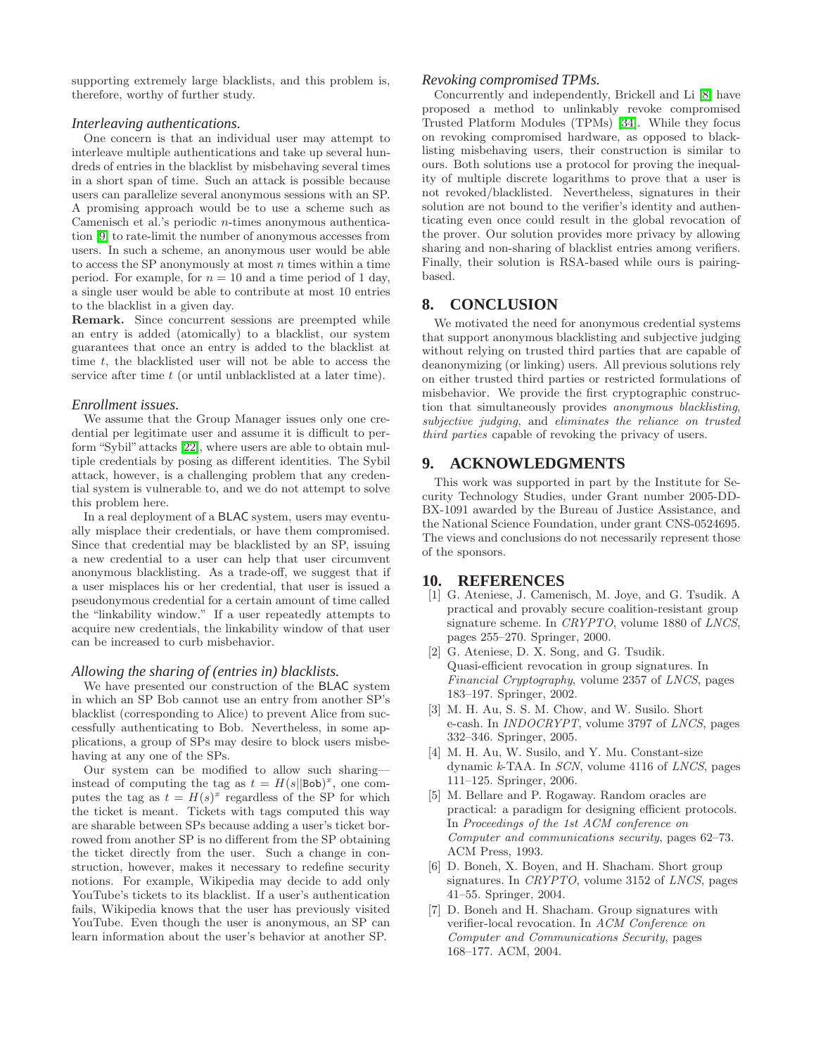supporting extremely large blacklists, and this problem is, therefore, worthy of further study.

### *Interleaving authentications.*

One concern is that an individual user may attempt to interleave multiple authentications and take up several hundreds of entries in the blacklist by misbehaving several times in a short span of time. Such an attack is possible because users can parallelize several anonymous sessions with an SP. A promising approach would be to use a scheme such as Camenisch et al.'s periodic $n$-times anonymous authentication [9] to rate-limit the number of anonymous accesses from users. In such a scheme, an anonymous user would be able to access the SP anonymously at most $n$ times within a time period. For example, for $n = 10$ and a time period of 1 day, a single user would be able to contribute at most 10 entries to the blacklist in a given day.

**Remark.** Since concurrent sessions are preempted while an entry is added (atomically) to a blacklist, our system guarantees that once an entry is added to the blacklist at time $t$, the blacklisted user will not be able to access the service after time $t$ (or until unblacklisted at a later time).

### *Enrollment issues.*

We assume that the Group Manager issues only one credential per legitimate user and assume it is difficult to perform "Sybil" attacks [22], where users are able to obtain multiple credentials by posing as different identities. The Sybil attack, however, is a challenging problem that any credential system is vulnerable to, and we do not attempt to solve this problem here.

In a real deployment of a BLAC system, users may eventually misplace their credentials, or have them compromised. Since that credential may be blacklisted by an SP, issuing a new credential to a user can help that user circumvent anonymous blacklisting. As a trade-off, we suggest that if a user misplaces his or her credential, that user is issued a pseudonymous credential for a certain amount of time called the "linkability window." If a user repeatedly attempts to acquire new credentials, the linkability window of that user can be increased to curb misbehavior.

### *Allowing the sharing of (entries in) blacklists.*

We have presented our construction of the BLAC system in which an SP Bob cannot use an entry from another SP's blacklist (corresponding to Alice) to prevent Alice from successfully authenticating to Bob. Nevertheless, in some applications, a group of SPs may desire to block users misbehaving at any one of the SPs.

Our system can be modified to allow such sharing—instead of computing the tag as $t = H(s||\mathsf{Bob})^x$, one computes the tag as $t = H(s)^x$ regardless of the SP for which the ticket is meant. Tickets with tags computed this way are sharable between SPs because adding a user's ticket borrowed from another SP is no different from the SP obtaining the ticket directly from the user. Such a change in construction, however, makes it necessary to redefine security notions. For example, Wikipedia may decide to add only YouTube's tickets to its blacklist. If a user's authentication fails, Wikipedia knows that the user has previously visited YouTube. Even though the user is anonymous, an SP can learn information about the user's behavior at another SP.

### *Revoking compromised TPMs.*

Concurrently and independently, Brickell and Li [8] have proposed a method to unlinkably revoke compromised Trusted Platform Modules (TPMs) [34]. While they focus on revoking compromised hardware, as opposed to blacklisting misbehaving users, their construction is similar to ours. Both solutions use a protocol for proving the inequality of multiple discrete logarithms to prove that a user is not revoked/blacklisted. Nevertheless, signatures in their solution are not bound to the verifier's identity and authenticating even once could result in the global revocation of the prover. Our solution provides more privacy by allowing sharing and non-sharing of blacklist entries among verifiers. Finally, their solution is RSA-based while ours is pairing-based.

## 8. CONCLUSION

We motivated the need for anonymous credential systems that support anonymous blacklisting and subjective judging without relying on trusted third parties that are capable of deanonymizing (or linking) users. All previous solutions rely on either trusted third parties or restricted formulations of misbehavior. We provide the first cryptographic construction that simultaneously provides *anonymous blacklisting*, *subjective judging*, and *eliminates the reliance on trusted third parties* capable of revoking the privacy of users.

## 9. ACKNOWLEDGMENTS

This work was supported in part by the Institute for Security Technology Studies, under Grant number 2005-DD-BX-1091 awarded by the Bureau of Justice Assistance, and the National Science Foundation, under grant CNS-0524695. The views and conclusions do not necessarily represent those of the sponsors.

## 10. REFERENCES

[1] G. Ateniese, J. Camenisch, M. Joye, and G. Tsudik. A practical and provably secure coalition-resistant group signature scheme. In *CRYPTO*, volume 1880 of *LNCS*, pages 255–270. Springer, 2000.

[2] G. Ateniese, D. X. Song, and G. Tsudik. Quasi-efficient revocation in group signatures. In *Financial Cryptography*, volume 2357 of *LNCS*, pages 183–197. Springer, 2002.

[3] M. H. Au, S. S. M. Chow, and W. Susilo. Short e-cash. In *INDOCRYPT*, volume 3797 of *LNCS*, pages 332–346. Springer, 2005.

[4] M. H. Au, W. Susilo, and Y. Mu. Constant-size dynamic $k$-TAA. In *SCN*, volume 4116 of *LNCS*, pages 111–125. Springer, 2006.

[5] M. Bellare and P. Rogaway. Random oracles are practical: a paradigm for designing efficient protocols. In *Proceedings of the 1st ACM conference on Computer and communications security*, pages 62–73. ACM Press, 1993.

[6] D. Boneh, X. Boyen, and H. Shacham. Short group signatures. In *CRYPTO*, volume 3152 of *LNCS*, pages 41–55. Springer, 2004.

[7] D. Boneh and H. Shacham. Group signatures with verifier-local revocation. In *ACM Conference on Computer and Communications Security*, pages 168–177. ACM, 2004.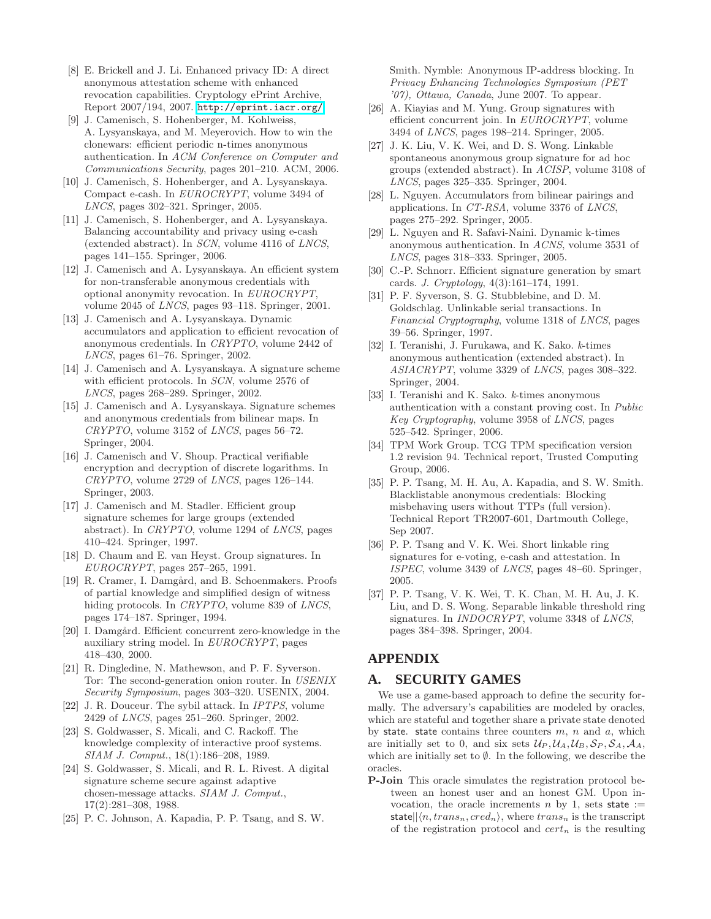[8] E. Brickell and J. Li. Enhanced privacy ID: A direct anonymous attestation scheme with enhanced revocation capabilities. Cryptology ePrint Archive, Report 2007/194, 2007. http://eprint.iacr.org/

[9] J. Camenisch, S. Hohenberger, M. Kohlweiss, A. Lysyanskaya, and M. Meyerovich. How to win the clonewars: efficient periodic n-times anonymous authentication. In *ACM Conference on Computer and Communications Security*, pages 201–210. ACM, 2006.

[10] J. Camenisch, S. Hohenberger, and A. Lysyanskaya. Compact e-cash. In *EUROCRYPT*, volume 3494 of *LNCS*, pages 302–321. Springer, 2005.

[11] J. Camenisch, S. Hohenberger, and A. Lysyanskaya. Balancing accountability and privacy using e-cash (extended abstract). In *SCN*, volume 4116 of *LNCS*, pages 141–155. Springer, 2006.

[12] J. Camenisch and A. Lysyanskaya. An efficient system for non-transferable anonymous credentials with optional anonymity revocation. In *EUROCRYPT*, volume 2045 of *LNCS*, pages 93–118. Springer, 2001.

[13] J. Camenisch and A. Lysyanskaya. Dynamic accumulators and application to efficient revocation of anonymous credentials. In *CRYPTO*, volume 2442 of *LNCS*, pages 61–76. Springer, 2002.

[14] J. Camenisch and A. Lysyanskaya. A signature scheme with efficient protocols. In *SCN*, volume 2576 of *LNCS*, pages 268–289. Springer, 2002.

[15] J. Camenisch and A. Lysyanskaya. Signature schemes and anonymous credentials from bilinear maps. In *CRYPTO*, volume 3152 of *LNCS*, pages 56–72. Springer, 2004.

[16] J. Camenisch and V. Shoup. Practical verifiable encryption and decryption of discrete logarithms. In *CRYPTO*, volume 2729 of *LNCS*, pages 126–144. Springer, 2003.

[17] J. Camenisch and M. Stadler. Efficient group signature schemes for large groups (extended abstract). In *CRYPTO*, volume 1294 of *LNCS*, pages 410–424. Springer, 1997.

[18] D. Chaum and E. van Heyst. Group signatures. In *EUROCRYPT*, pages 257–265, 1991.

[19] R. Cramer, I. Damgård, and B. Schoenmakers. Proofs of partial knowledge and simplified design of witness hiding protocols. In *CRYPTO*, volume 839 of *LNCS*, pages 174–187. Springer, 1994.

[20] I. Damgård. Efficient concurrent zero-knowledge in the auxiliary string model. In *EUROCRYPT*, pages 418–430, 2000.

[21] R. Dingledine, N. Mathewson, and P. F. Syverson. Tor: The second-generation onion router. In *USENIX Security Symposium*, pages 303–320. USENIX, 2004.

[22] J. R. Douceur. The sybil attack. In *IPTPS*, volume 2429 of *LNCS*, pages 251–260. Springer, 2002.

[23] S. Goldwasser, S. Micali, and C. Rackoff. The knowledge complexity of interactive proof systems. *SIAM J. Comput.*, 18(1):186–208, 1989.

[24] S. Goldwasser, S. Micali, and R. L. Rivest. A digital signature scheme secure against adaptive chosen-message attacks. *SIAM J. Comput.*, 17(2):281–308, 1988.

[25] P. C. Johnson, A. Kapadia, P. P. Tsang, and S. W. Smith. Nymble: Anonymous IP-address blocking. In *Privacy Enhancing Technologies Symposium (PET '07), Ottawa, Canada*, June 2007. To appear.

[26] A. Kiayias and M. Yung. Group signatures with efficient concurrent join. In *EUROCRYPT*, volume 3494 of *LNCS*, pages 198–214. Springer, 2005.

[27] J. K. Liu, V. K. Wei, and D. S. Wong. Linkable spontaneous anonymous group signature for ad hoc groups (extended abstract). In *ACISP*, volume 3108 of *LNCS*, pages 325–335. Springer, 2004.

[28] L. Nguyen. Accumulators from bilinear pairings and applications. In *CT-RSA*, volume 3376 of *LNCS*, pages 275–292. Springer, 2005.

[29] L. Nguyen and R. Safavi-Naini. Dynamic k-times anonymous authentication. In *ACNS*, volume 3531 of *LNCS*, pages 318–333. Springer, 2005.

[30] C.-P. Schnorr. Efficient signature generation by smart cards. *J. Cryptology*, 4(3):161–174, 1991.

[31] P. F. Syverson, S. G. Stubblebine, and D. M. Goldschlag. Unlinkable serial transactions. In *Financial Cryptography*, volume 1318 of *LNCS*, pages 39–56. Springer, 1997.

[32] I. Teranishi, J. Furukawa, and K. Sako. *k*-times anonymous authentication (extended abstract). In *ASIACRYPT*, volume 3329 of *LNCS*, pages 308–322. Springer, 2004.

[33] I. Teranishi and K. Sako. *k*-times anonymous authentication with a constant proving cost. In *Public Key Cryptography*, volume 3958 of *LNCS*, pages 525–542. Springer, 2006.

[34] TPM Work Group. TCG TPM specification version 1.2 revision 94. Technical report, Trusted Computing Group, 2006.

[35] P. P. Tsang, M. H. Au, A. Kapadia, and S. W. Smith. Blacklistable anonymous credentials: Blocking misbehaving users without TTPs (full version). Technical Report TR2007-601, Dartmouth College, Sep 2007.

[36] P. P. Tsang and V. K. Wei. Short linkable ring signatures for e-voting, e-cash and attestation. In *ISPEC*, volume 3439 of *LNCS*, pages 48–60. Springer, 2005.

[37] P. P. Tsang, V. K. Wei, T. K. Chan, M. H. Au, J. K. Liu, and D. S. Wong. Separable linkable threshold ring signatures. In *INDOCRYPT*, volume 3348 of *LNCS*, pages 384–398. Springer, 2004.

# APPENDIX

## A. SECURITY GAMES

We use a game-based approach to define the security formally. The adversary's capabilities are modeled by oracles, which are stateful and together share a private state denoted by $\mathsf{state}$. $\mathsf{state}$ contains three counters $m$, $n$ and $a$, which are initially set to 0, and six sets $\mathcal{U}_P, \mathcal{U}_A, \mathcal{U}_B, \mathcal{S}_P, \mathcal{S}_A, \mathcal{A}_A$, which are initially set to $\emptyset$. In the following, we describe the oracles.

**P-Join** This oracle simulates the registration protocol between an honest user and an honest GM. Upon invocation, the oracle increments $n$ by 1, sets $\mathsf{state} := \mathsf{state}||\langle n, trans_n, cred_n\rangle$, where $trans_n$ is the transcript of the registration protocol and $cert_n$ is the resulting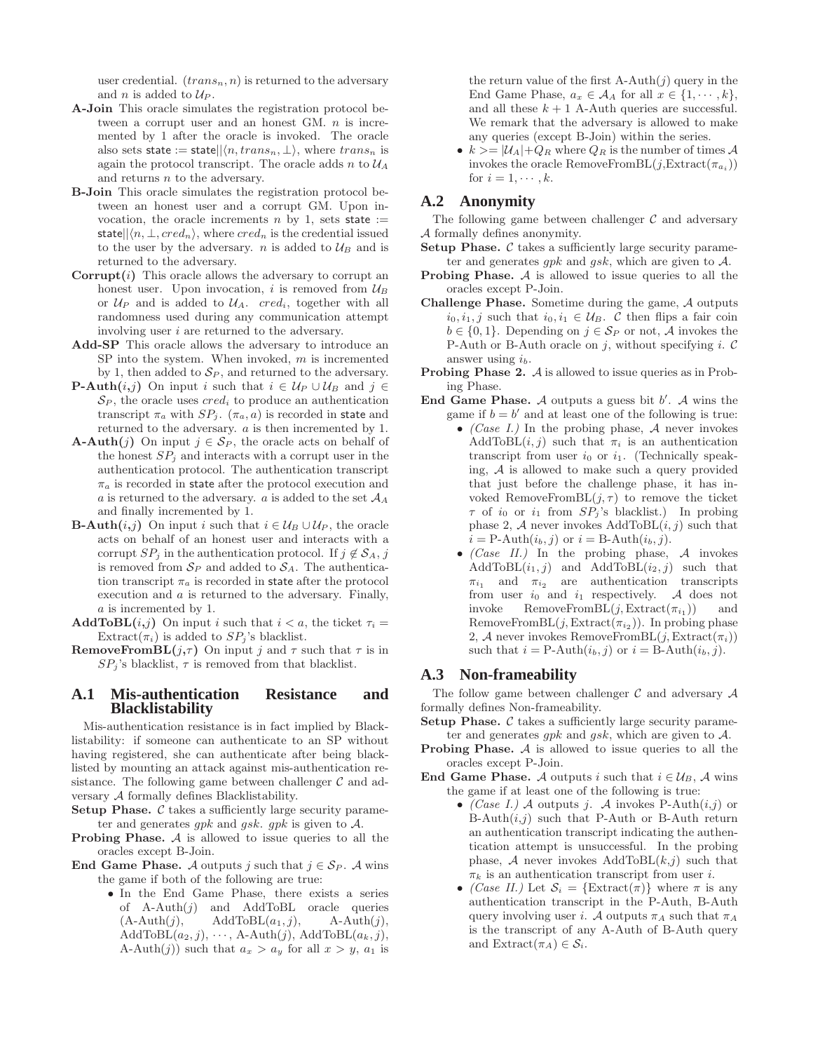user credential. $(trans_n, n)$ is returned to the adversary and $n$ is added to $\mathcal{U}_P$.

**A-Join** This oracle simulates the registration protocol between a corrupt user and an honest GM. $n$ is incremented by 1 after the oracle is invoked. The oracle also sets $\mathsf{state} := \mathsf{state}||\langle n, trans_n, \perp\rangle$, where $trans_n$ is again the protocol transcript. The oracle adds $n$ to $\mathcal{U}_A$ and returns $n$ to the adversary.

**B-Join** This oracle simulates the registration protocol between an honest user and a corrupt GM. Upon invocation, the oracle increments $n$ by 1, sets $\mathsf{state} := \mathsf{state}||\langle n, \perp, cred_n\rangle$, where $cred_n$ is the credential issued to the user by the adversary. $n$ is added to $\mathcal{U}_B$ and is returned to the adversary.

**Corrupt($i$)** This oracle allows the adversary to corrupt an honest user. Upon invocation, $i$ is removed from $\mathcal{U}_B$ or $\mathcal{U}_P$ and is added to $\mathcal{U}_A$. $cred_i$, together with all randomness used during any communication attempt involving user $i$ are returned to the adversary.

**Add-SP** This oracle allows the adversary to introduce an SP into the system. When invoked, $m$ is incremented by 1, then added to $\mathcal{S}_P$, and returned to the adversary.

**P-Auth($i$,$j$)** On input $i$ such that $i \in \mathcal{U}_P \cup \mathcal{U}_B$ and $j \in \mathcal{S}_P$, the oracle uses $cred_i$ to produce an authentication transcript $\pi_a$ with $SP_j$. $(\pi_a, a)$ is recorded in $\mathsf{state}$ and returned to the adversary. $a$ is then incremented by 1.

**A-Auth($j$)** On input $j \in \mathcal{S}_P$, the oracle acts on behalf of the honest $SP_j$ and interacts with a corrupt user in the authentication protocol. The authentication transcript $\pi_a$ is recorded in $\mathsf{state}$ after the protocol execution and $a$ is returned to the adversary. $a$ is added to the set $\mathcal{A}_A$ and finally incremented by 1.

**B-Auth($i$,$j$)** On input $i$ such that $i \in \mathcal{U}_B \cup \mathcal{U}_P$, the oracle acts on behalf of an honest user and interacts with a corrupt $SP_j$ in the authentication protocol. If $j \notin \mathcal{S}_A$, $j$ is removed from $\mathcal{S}_P$ and added to $\mathcal{S}_A$. The authentication transcript $\pi_a$ is recorded in $\mathsf{state}$ after the protocol execution and $a$ is returned to the adversary. Finally, $a$ is incremented by 1.

**AddToBL($i$,$j$)** On input $i$ such that $i < a$, the ticket $\tau_i = \text{Extract}(\pi_i)$ is added to $SP_j$'s blacklist.

**RemoveFromBL($j$,$\tau$)** On input $j$ and $\tau$ such that $\tau$ is in $SP_j$'s blacklist, $\tau$ is removed from that blacklist.

## A.1 Mis-authentication Resistance and Blacklistability

Mis-authentication resistance is in fact implied by Blacklistability: if someone can authenticate to an SP without having registered, she can authenticate after being blacklisted by mounting an attack against mis-authentication resistance. The following game between challenger $\mathcal{C}$ and adversary $\mathcal{A}$ formally defines Blacklistability.

**Setup Phase.** $\mathcal{C}$ takes a sufficiently large security parameter and generates $gpk$ and $gsk$. $gpk$ is given to $\mathcal{A}$.

**Probing Phase.** $\mathcal{A}$ is allowed to issue queries to all the oracles except B-Join.

**End Game Phase.** $\mathcal{A}$ outputs $j$ such that $j \in \mathcal{S}_P$. $\mathcal{A}$ wins the game if both of the following are true:

- In the End Game Phase, there exists a series of A-Auth($j$) and AddToBL oracle queries (A-Auth($j$), AddToBL($a_1, j$), A-Auth($j$), AddToBL($a_2, j$), $\cdots$, A-Auth($j$), AddToBL($a_k, j$), A-Auth($j$)) such that $a_x > a_y$ for all $x > y$, $a_1$ is the return value of the first A-Auth($j$) query in the End Game Phase, $a_x \in \mathcal{A}_A$ for all $x \in \{1, \cdots, k\}$, and all these $k+1$ A-Auth queries are successful. We remark that the adversary is allowed to make any queries (except B-Join) within the series.
- $k >= |\mathcal{U}_A| + Q_R$ where $Q_R$ is the number of times $\mathcal{A}$ invokes the oracle RemoveFromBL($j$,Extract($\pi_{a_i}$)) for $i = 1, \cdots, k$.

## A.2 Anonymity

The following game between challenger $\mathcal{C}$ and adversary $\mathcal{A}$ formally defines anonymity.

**Setup Phase.** $\mathcal{C}$ takes a sufficiently large security parameter and generates $gpk$ and $gsk$, which are given to $\mathcal{A}$.

**Probing Phase.** $\mathcal{A}$ is allowed to issue queries to all the oracles except P-Join.

**Challenge Phase.** Sometime during the game, $\mathcal{A}$ outputs $i_0, i_1, j$ such that $i_0, i_1 \in \mathcal{U}_B$. $\mathcal{C}$ then flips a fair coin $b \in \{0, 1\}$. Depending on $j \in \mathcal{S}_P$ or not, $\mathcal{A}$ invokes the P-Auth or B-Auth oracle on $j$, without specifying $i$. $\mathcal{C}$ answer using $i_b$.

**Probing Phase 2.** $\mathcal{A}$ is allowed to issue queries as in Probing Phase.

**End Game Phase.** $\mathcal{A}$ outputs a guess bit $b'$. $\mathcal{A}$ wins the game if $b = b'$ and at least one of the following is true:

- *(Case I.)* In the probing phase, $\mathcal{A}$ never invokes AddToBL($i, j$) such that $\pi_i$ is an authentication transcript from user $i_0$ or $i_1$. (Technically speaking, $\mathcal{A}$ is allowed to make such a query provided that just before the challenge phase, it has invoked RemoveFromBL($j, \tau$) to remove the ticket $\tau$ of $i_0$ or $i_1$ from $SP_j$'s blacklist.) In probing phase 2, $\mathcal{A}$ never invokes AddToBL($i, j$) such that $i =$ P-Auth($i_b, j$) or $i =$ B-Auth($i_b, j$).
- *(Case II.)* In the probing phase, $\mathcal{A}$ invokes AddToBL($i_1, j$) and AddToBL($i_2, j$) such that $\pi_{i_1}$ and $\pi_{i_2}$ are authentication transcripts from user $i_0$ and $i_1$ respectively. $\mathcal{A}$ does not invoke RemoveFromBL($j$, Extract($\pi_{i_1}$)) and RemoveFromBL($j$, Extract($\pi_{i_2}$)). In probing phase 2, $\mathcal{A}$ never invokes RemoveFromBL($j$, Extract($\pi_i$)) such that $i =$ P-Auth($i_b, j$) or $i =$ B-Auth($i_b, j$).

## A.3 Non-frameability

The follow game between challenger $\mathcal{C}$ and adversary $\mathcal{A}$ formally defines Non-frameability.

**Setup Phase.** $\mathcal{C}$ takes a sufficiently large security parameter and generates $gpk$ and $gsk$, which are given to $\mathcal{A}$.

**Probing Phase.** $\mathcal{A}$ is allowed to issue queries to all the oracles except P-Join.

**End Game Phase.** $\mathcal{A}$ outputs $i$ such that $i \in \mathcal{U}_B$, $\mathcal{A}$ wins the game if at least one of the following is true:

- *(Case I.)* $\mathcal{A}$ outputs $j$. $\mathcal{A}$ invokes P-Auth($i$,$j$) or B-Auth($i$,$j$) such that P-Auth or B-Auth return an authentication transcript indicating the authentication attempt is unsuccessful. In the probing phase, $\mathcal{A}$ never invokes AddToBL($k$,$j$) such that $\pi_k$ is an authentication transcript from user $i$.
- *(Case II.)* Let $\mathcal{S}_i = \{\text{Extract}(\pi)\}$ where $\pi$ is any authentication transcript in the P-Auth, B-Auth query involving user $i$. $\mathcal{A}$ outputs $\pi_A$ such that $\pi_A$ is the transcript of any A-Auth of B-Auth query and $\text{Extract}(\pi_A) \in \mathcal{S}_i$.